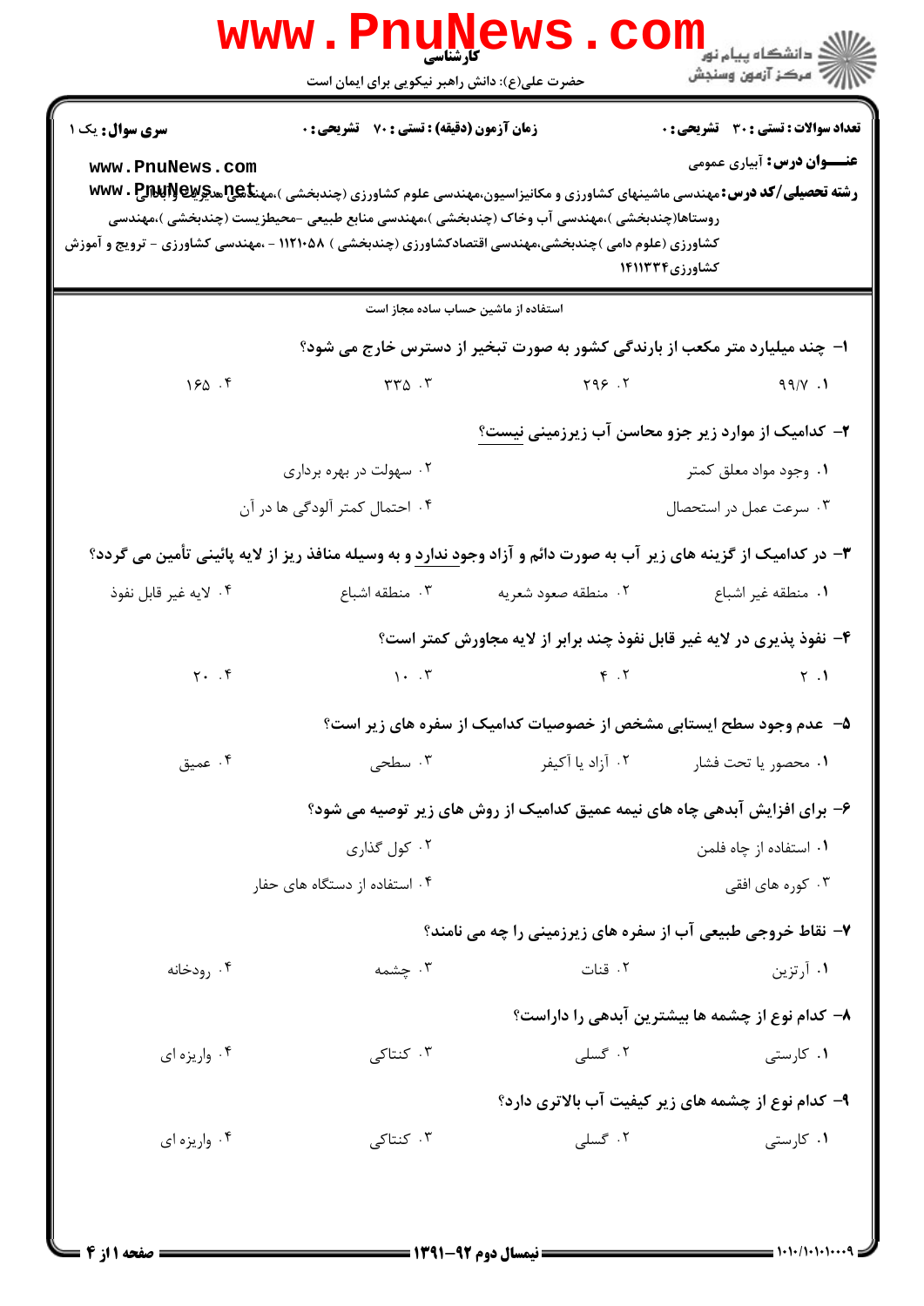کارشناسی

حضرت علی(ع): دانش راهبر نیکویی برای ایمان است

**سری سوال:** یک ۱ | **زمان آزمون (دقیقه) : تستی : ۷۰ تشریحی : ۰** | **تعداد سوالات : تستی : ۳۰ تشریحی : ۰**

**عنـــوان درس:** آبیاری عمومی

**رشته تحصیلی/کد درس:** مهندسی ماشینهای کشاورزی و مکانیزاسیون،مهندسی علوم کشاورزی (چندبخشی )،مهندسی عمران و آبادانی روستاها(چندبخشی )،مهندسی آب وخاک (چندبخشی )،مهندسی منابع طبیعی -محیطزیست (چندبخشی )،مهندسی کشاورزی (علوم دامی )چندبخشی،مهندسی اقتصادکشاورزی (چندبخشی ) ۱۱۲۱۰۵۸ - ،مهندسی کشاورزی - ترویج و آموزش کشاورزی۱۴۱۱۳۳۴

استفاده از ماشین حساب ساده مجاز است

۱- چند میلیارد متر مکعب از بارندگی کشور به صورت تبخیر از دسترس خارج می شود؟

۱. ۹۹/۷ ۲. ۲۹۶ ۳. ۳۳۵ ۴. ۱۶۵

۲- کدامیک از موارد زیر جزو محاسن آب زیرزمینی نیست؟

۱. وجود مواد معلق کمتر
۲. سهولت در بهره برداری
۳. سرعت عمل در استحصال
۴. احتمال کمتر آلودگی ها در آن

۳- در کدامیک از گزینه های زیر آب به صورت دائم و آزاد وجود ندارد و به وسیله منافذ ریز از لایه پائینی تأمین می گردد؟

۱. منطقه غیر اشباع ۲. منطقه صعود شعریه ۳. منطقه اشباع ۴. لایه غیر قابل نفوذ

۴- نفوذ پذیری در لایه غیر قابل نفوذ چند برابر از لایه مجاورش کمتر است؟

۱. ۲ ۲. ۴ ۳. ۱۰ ۴. ۲۰

۵- عدم وجود سطح ایستابی مشخص از خصوصیات کدامیک از سفره های زیر است؟

۱. محصور یا تحت فشار ۲. آزاد یا آکیفر ۳. سطحی ۴. عمیق

۶- برای افزایش آبدهی چاه های نیمه عمیق کدامیک از روش های زیر توصیه می شود؟

۱. استفاده از چاه فلمن
۲. کول گذاری
۳. کوره های افقی
۴. استفاده از دستگاه های حفار

۷- نقاط خروجی طبیعی آب از سفره های زیرزمینی را چه می نامند؟

۱. آرتزین ۲. قنات ۳. چشمه ۴. رودخانه

۸- کدام نوع از چشمه ها بیشترین آبدهی را داراست؟

۱. کارستی ۲. گسلی ۳. کنتاکی ۴. واریزه ای

۹- کدام نوع از چشمه های زیر کیفیت آب بالاتری دارد؟

۱. کارستی ۲. گسلی ۳. کنتاکی ۴. واریزه ای

نیمسال دوم ۹۲-۱۳۹۱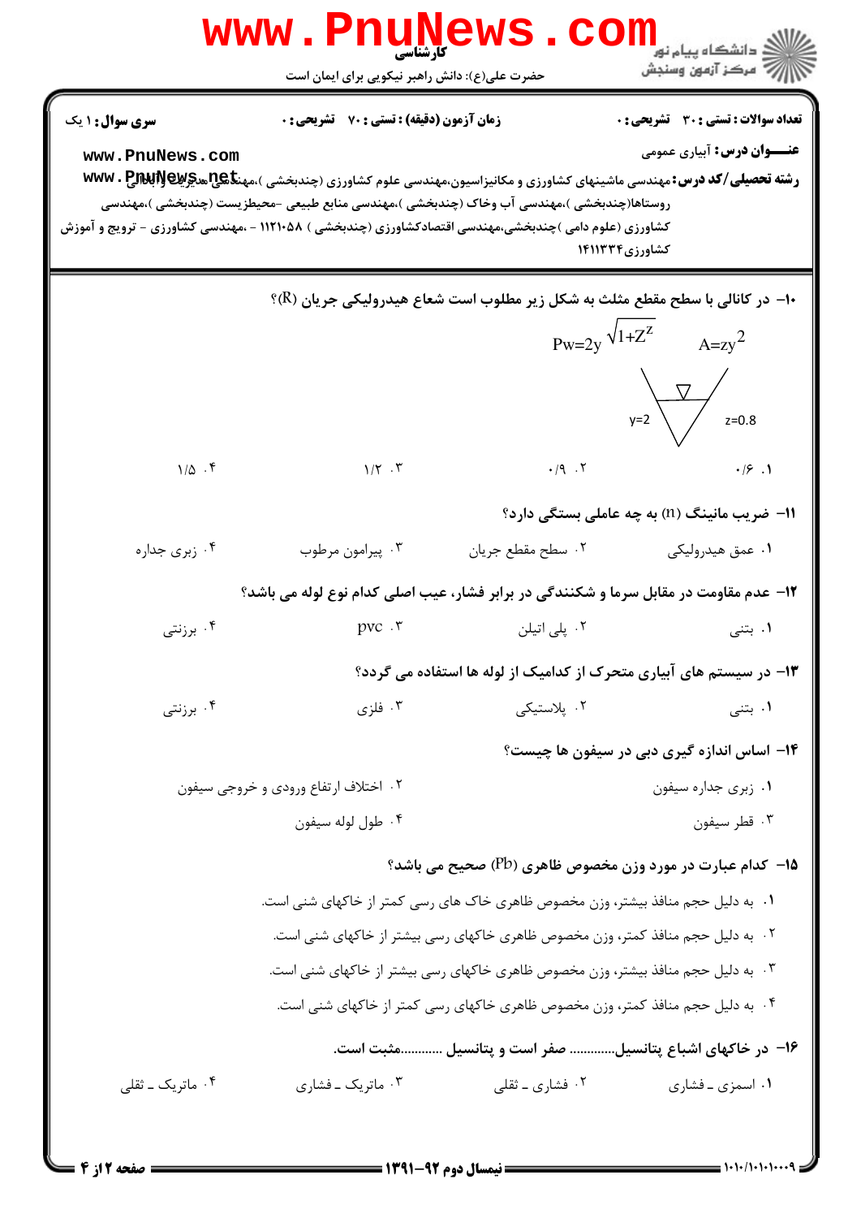**سری سوال:** ۱ یک | **زمان آزمون (دقیقه) : تستی :** ۷۰ **تشریحی :** ۰ | **تعداد سوالات : تستی :** ۳۰ **تشریحی :** ۰

**عنـــوان درس:** آبیاری عمومی

**رشته تحصیلی/کد درس:** مهندسی ماشینهای کشاورزی و مکانیزاسیون،مهندسی علوم کشاورزی (چندبخشی )،مهندسی عمران و آبادانی روستاها(چندبخشی )،مهندسی آب وخاک (چندبخشی )،مهندسی منابع طبیعی -محیطزیست (چندبخشی )،مهندسی کشاورزی (علوم دامی )چندبخشی،مهندسی اقتصادکشاورزی (چندبخشی ) ۱۱۲۱۰۵۸ - ،مهندسی کشاورزی - ترویج و آموزش کشاورزی۱۴۱۱۳۳۴

۱۰- در کانالی با سطح مقطع مثلث به شکل زیر مطلوب است شعاع هیدرولیکی جریان (R)؟

$$P_w=2y\sqrt{1+Z^Z} \qquad A=zy^2$$

$y=2$ ، $z=0.8$

۱. ۰/۶  ۲. ۰/۹  ۳. ۱/۲  ۴. ۱/۵

۱۱- ضریب مانینگ (n) به چه عاملی بستگی دارد؟

۱. عمق هیدرولیکی  ۲. سطح مقطع جریان  ۳. پیرامون مرطوب  ۴. زبری جداره

۱۲- عدم مقاومت در مقابل سرما و شکنندگی در برابر فشار، عیب اصلی کدام نوع لوله می باشد؟

۱. بتنی  ۲. پلی اتیلن  ۳. pvc  ۴. برزنتی

۱۳- در سیستم های آبیاری متحرک از کدامیک از لوله ها استفاده می گردد؟

۱. بتنی  ۲. پلاستیکی  ۳. فلزی  ۴. برزنتی

۱۴- اساس اندازه گیری دبی در سیفون ها چیست؟

۱. زبری جداره سیفون  ۲. اختلاف ارتفاع ورودی و خروجی سیفون  ۳. قطر سیفون  ۴. طول لوله سیفون

۱۵- کدام عبارت در مورد وزن مخصوص ظاهری (Pb) صحیح می باشد؟

۱. به دلیل حجم منافذ بیشتر، وزن مخصوص ظاهری خاک های رسی کمتر از خاکهای شنی است.

۲. به دلیل حجم منافذ کمتر، وزن مخصوص ظاهری خاکهای رسی بیشتر از خاکهای شنی است.

۳. به دلیل حجم منافذ بیشتر، وزن مخصوص ظاهری خاکهای رسی بیشتر از خاکهای شنی است.

۴. به دلیل حجم منافذ کمتر، وزن مخصوص ظاهری خاکهای رسی کمتر از خاکهای شنی است.

۱۶- در خاکهای اشباع پتانسیل............ صفر است و پتانسیل ............مثبت است.

۱. اسمزی ـ فشاری  ۲. فشاری ـ ثقلی  ۳. ماتریک ـ فشاری  ۴. ماتریک ـ ثقلی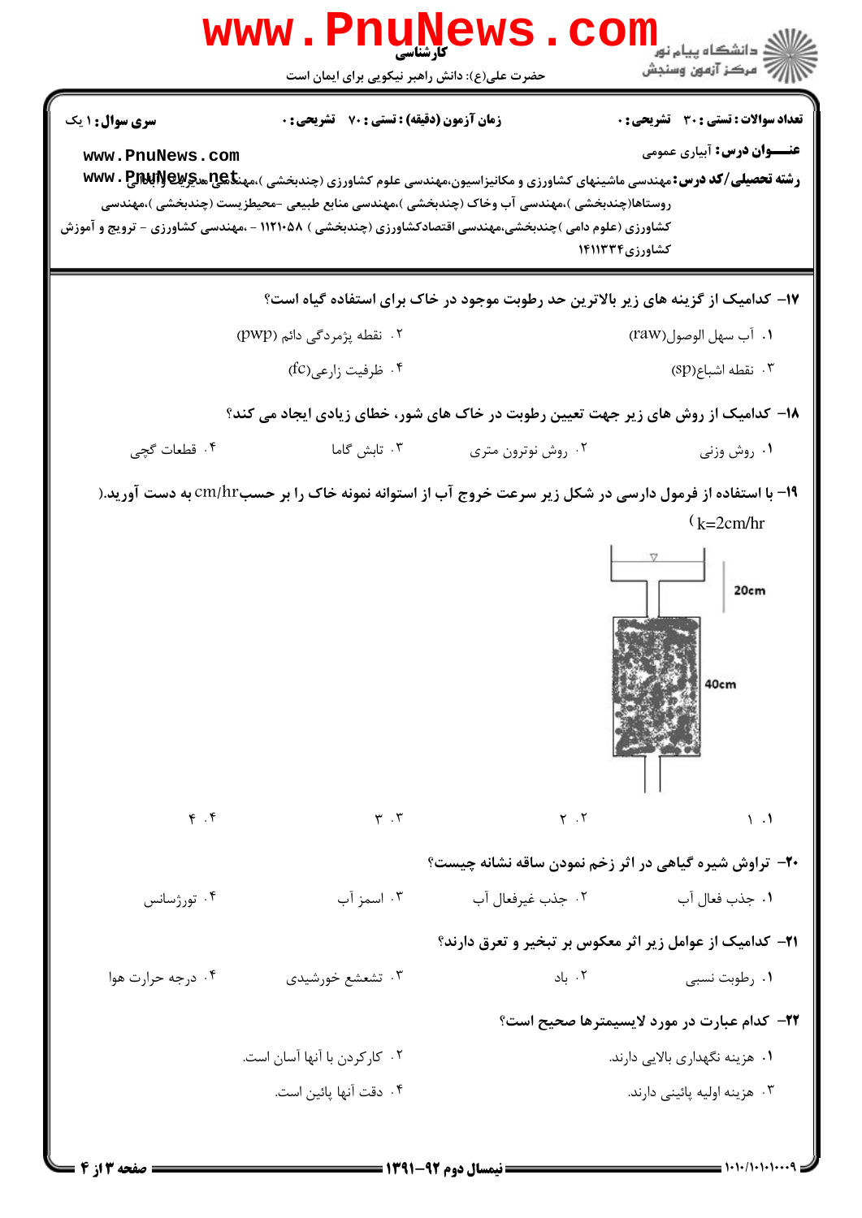**سری سوال:** ۱ یک

**زمان آزمون (دقیقه) :** تستی : ۷۰ تشریحی : ۰

**تعداد سوالات :** تستی : ۳۰ تشریحی : ۰

**عنـــوان درس:** آبیاری عمومی

**رشته تحصیلی/کد درس:** مهندسی ماشینهای کشاورزی و مکانیزاسیون،مهندسی علوم کشاورزی (چندبخشی )،مهندسی مدیریت و آبادانی روستاها(چندبخشی )،مهندسی آب وخاک (چندبخشی )،مهندسی منابع طبیعی -محیطزیست (چندبخشی )،مهندسی کشاورزی (علوم دامی )چندبخشی،مهندسی اقتصادکشاورزی (چندبخشی ) ۱۱۲۱۰۵۸ - ،مهندسی کشاورزی - ترویج و آموزش کشاورزی۱۴۱۱۳۳۴

۱۷- کدامیک از گزینه های زیر بالاترین حد رطوبت موجود در خاک برای استفاده گیاه است؟

۱. آب سهل الوصول(raw)

۲. نقطه پژمردگی دائم (pwp)

۳. نقطه اشباع(sp)

۴. ظرفیت زارعی(fc)

۱۸- کدامیک از روش های زیر جهت تعیین رطوبت در خاک های شور، خطای زیادی ایجاد می کند؟

۱. روش وزنی

۲. روش نوترون متری

۳. تابش گاما

۴. قطعات گچی

۱۹- با استفاده از فرمول دارسی در شکل زیر سرعت خروج آب از استوانه نمونه خاک را بر حسب cm/hr به دست آورید.( k=2cm/hr )

20cm

40cm

۱. ۱

۲. ۲

۳. ۳

۴. ۴

۲۰- تراوش شیره گیاهی در اثر زخم نمودن ساقه نشانه چیست؟

۱. جذب فعال آب

۲. جذب غیرفعال آب

۳. اسمز آب

۴. تورژسانس

۲۱- کدامیک از عوامل زیر اثر معکوس بر تبخیر و تعرق دارند؟

۱. رطوبت نسبی

۲. باد

۳. تشعشع خورشیدی

۴. درجه حرارت هوا

۲۲- کدام عبارت در مورد لایسیمترها صحیح است؟

۱. هزینه نگهداری بالایی دارند.

۲. کارکردن با آنها آسان است.

۳. هزینه اولیه پائینی دارند.

۴. دقت آنها پائین است.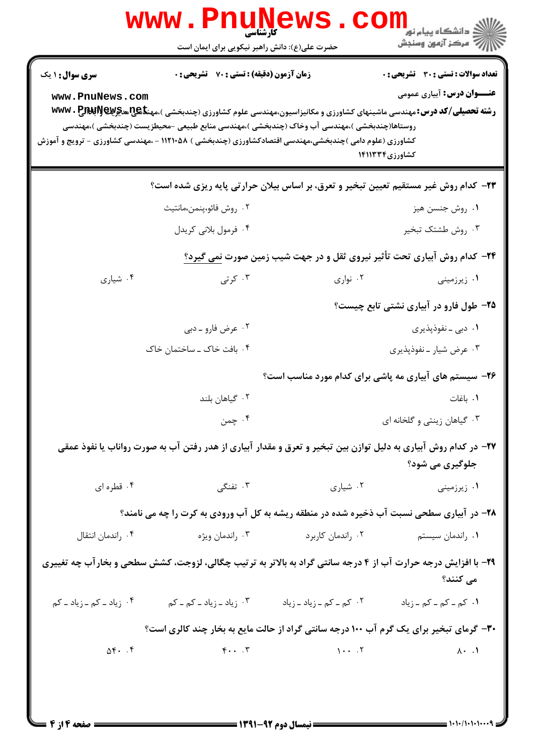**سری سوال:** ۱ یک

**زمان آزمون (دقیقه) : تستی :** ۷۰ **تشریحی :** ۰

**تعداد سوالات : تستی :** ۳۰ **تشریحی :** ۰

**عنـــوان درس:** آبیاری عمومی

**رشته تحصیلی/کد درس:** مهندسی ماشینهای کشاورزی و مکانیزاسیون،مهندسی علوم کشاورزی (چندبخشی )،مهندسی عمران و آبادانی روستاها(چندبخشی )،مهندسی آب وخاک (چندبخشی )،مهندسی منابع طبیعی -محیطزیست (چندبخشی )،مهندسی کشاورزی (علوم دامی )چندبخشی،مهندسی اقتصادکشاورزی (چندبخشی ) ۱۱۲۱۰۵۸ - ،مهندسی کشاورزی - ترویج و آموزش کشاورزی۱۴۱۱۳۳۴

۲۳- کدام روش غیر مستقیم تعیین تبخیر و تعرق، بر اساس بیلان حرارتی پایه ریزی شده است؟

۱. روش جنسن هیز
۲. روش فائو،پنمن،مانتیث
۳. روش طشتک تبخیر
۴. فرمول بلانی کریدل

۲۴- کدام روش آبیاری تحت تأثیر نیروی ثقل و در جهت شیب زمین صورت نمی گیرد؟

۱. زیرزمینی
۲. نواری
۳. کرتی
۴. شیاری

۲۵- طول فارو در آبیاری نشتی تابع چیست؟

۱. دبی ـ نفوذپذیری
۲. عرض فارو ـ دبی
۳. عرض شیار ـ نفوذپذیری
۴. بافت خاک ـ ساختمان خاک

۲۶- سیستم های آبیاری مه پاشی برای کدام مورد مناسب است؟

۱. باغات
۲. گیاهان بلند
۳. گیاهان زینتی و گلخانه ای
۴. چمن

۲۷- در کدام روش آبیاری به دلیل توازن بین تبخیر و تعرق و مقدار آبیاری از هدر رفتن آب به صورت رواناب یا نفوذ عمقی جلوگیری می شود؟

۱. زیرزمینی
۲. شیاری
۳. تفنگی
۴. قطره ای

۲۸- در آبیاری سطحی نسبت آب ذخیره شده در منطقه ریشه به کل آب ورودی به کرت را چه می نامند؟

۱. راندمان سیستم
۲. راندمان کاربرد
۳. راندمان ویژه
۴. راندمان انتقال

۲۹- با افزایش درجه حرارت آب از ۴ درجه سانتی گراد به بالاتر به ترتیب چگالی، لزوجت، کشش سطحی و بخارآب چه تغییری می کنند؟

۱. کم ـ کم ـ کم ـ زیاد
۲. کم ـ کم ـ زیاد ـ زیاد
۳. زیاد ـ زیاد ـ کم ـ کم
۴. زیاد ـ کم ـ زیاد ـ کم

۳۰- گرمای تبخیر برای یک گرم آب ۱۰۰ درجه سانتی گراد از حالت مایع به بخار چند کالری است؟

۱. ۸۰
۲. ۱۰۰
۳. ۴۰۰
۴. ۵۴۰